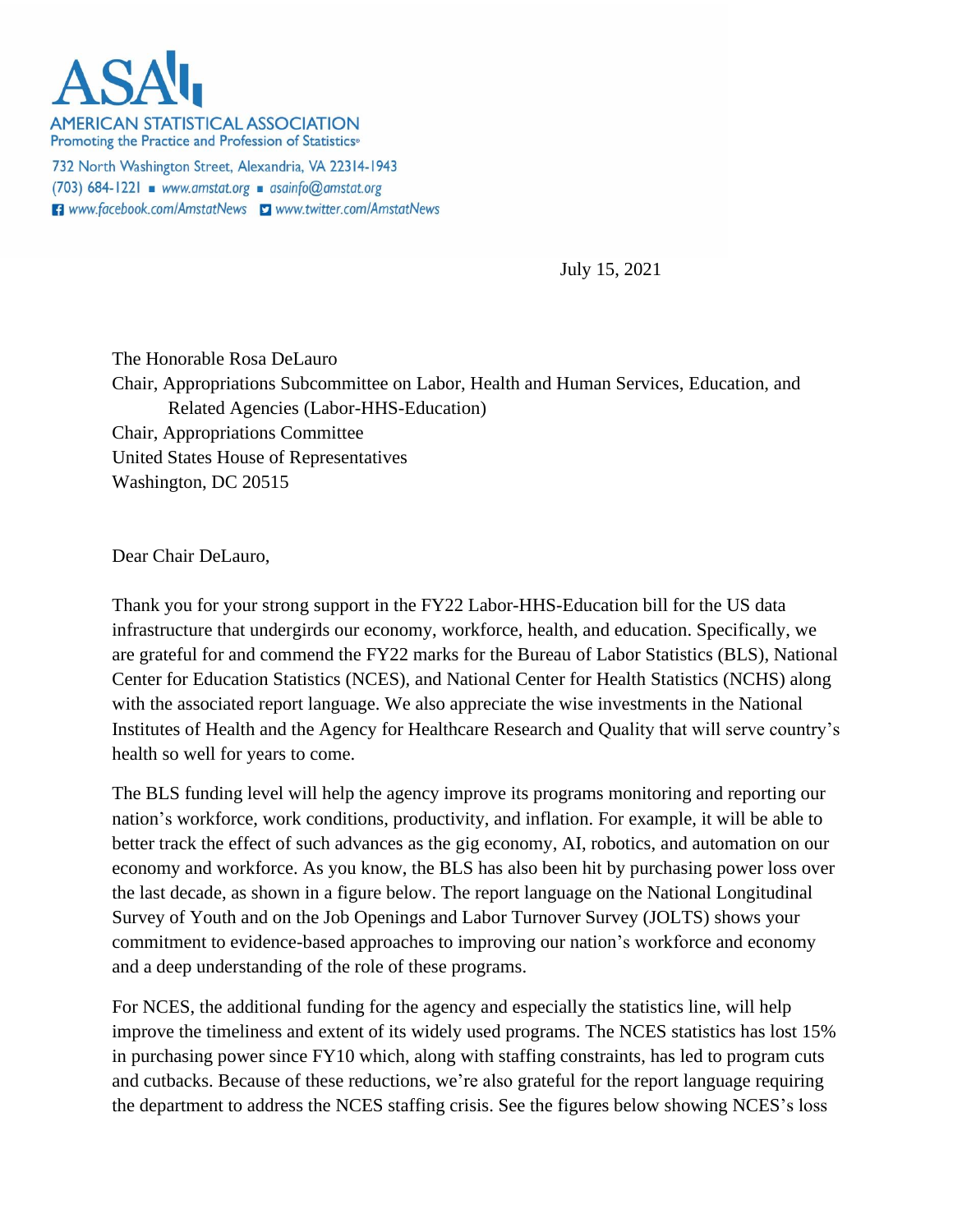ASA

AMERICAN STATISTICAL ASSOCIATION
Promoting the Practice and Profession of Statistics®

732 North Washington Street, Alexandria, VA 22314-1943
(703) 684-1221 ■ www.amstat.org ■ asainfo@amstat.org
www.facebook.com/AmstatNews www.twitter.com/AmstatNews

July 15, 2021

The Honorable Rosa DeLauro
Chair, Appropriations Subcommittee on Labor, Health and Human Services, Education, and Related Agencies (Labor-HHS-Education)
Chair, Appropriations Committee
United States House of Representatives
Washington, DC 20515

Dear Chair DeLauro,

Thank you for your strong support in the FY22 Labor-HHS-Education bill for the US data infrastructure that undergirds our economy, workforce, health, and education. Specifically, we are grateful for and commend the FY22 marks for the Bureau of Labor Statistics (BLS), National Center for Education Statistics (NCES), and National Center for Health Statistics (NCHS) along with the associated report language. We also appreciate the wise investments in the National Institutes of Health and the Agency for Healthcare Research and Quality that will serve country's health so well for years to come.

The BLS funding level will help the agency improve its programs monitoring and reporting our nation's workforce, work conditions, productivity, and inflation. For example, it will be able to better track the effect of such advances as the gig economy, AI, robotics, and automation on our economy and workforce. As you know, the BLS has also been hit by purchasing power loss over the last decade, as shown in a figure below. The report language on the National Longitudinal Survey of Youth and on the Job Openings and Labor Turnover Survey (JOLTS) shows your commitment to evidence-based approaches to improving our nation's workforce and economy and a deep understanding of the role of these programs.

For NCES, the additional funding for the agency and especially the statistics line, will help improve the timeliness and extent of its widely used programs. The NCES statistics has lost 15% in purchasing power since FY10 which, along with staffing constraints, has led to program cuts and cutbacks. Because of these reductions, we're also grateful for the report language requiring the department to address the NCES staffing crisis. See the figures below showing NCES's loss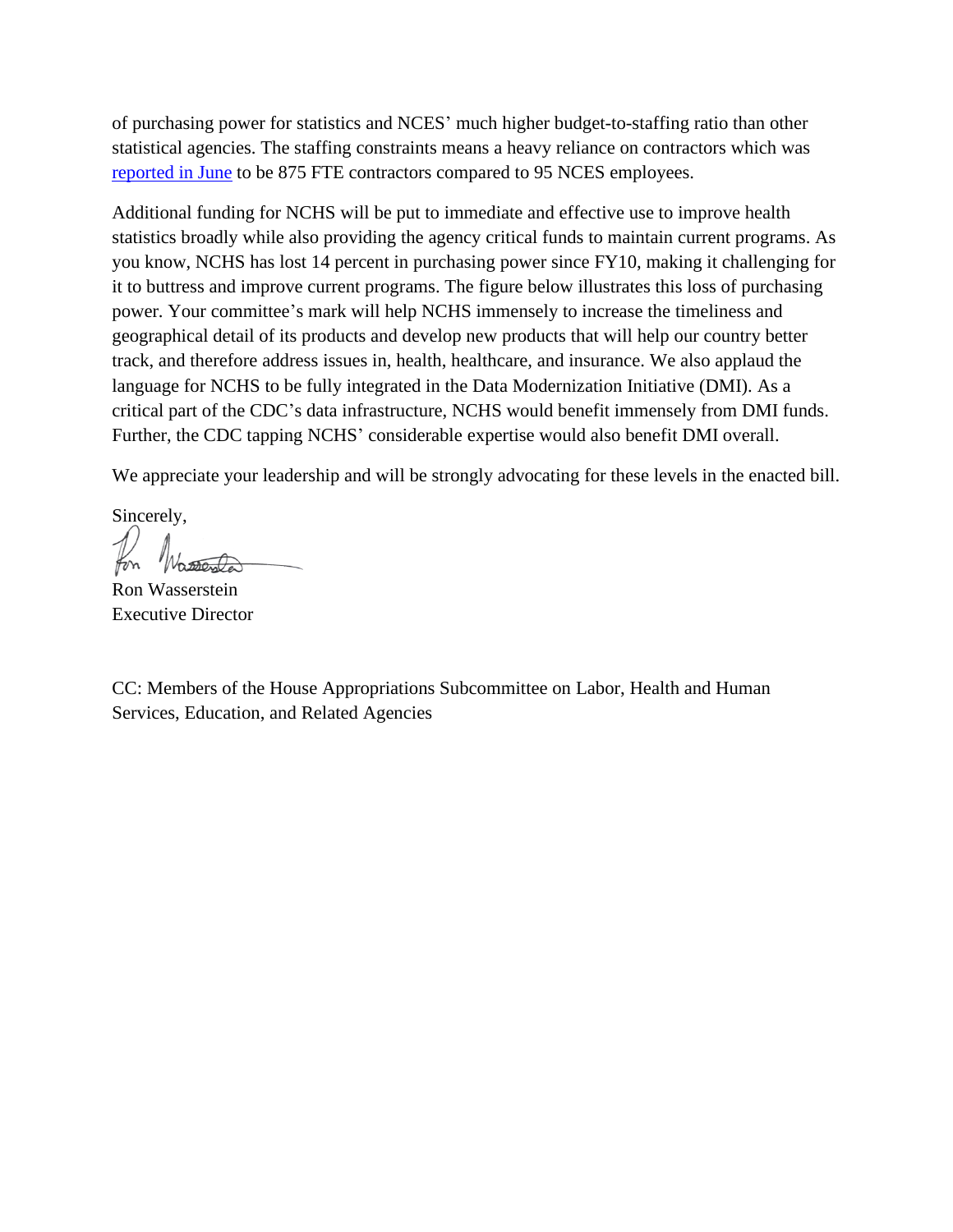of purchasing power for statistics and NCES' much higher budget-to-staffing ratio than other statistical agencies. The staffing constraints means a heavy reliance on contractors which was [reported in June] to be 875 FTE contractors compared to 95 NCES employees.

Additional funding for NCHS will be put to immediate and effective use to improve health statistics broadly while also providing the agency critical funds to maintain current programs. As you know, NCHS has lost 14 percent in purchasing power since FY10, making it challenging for it to buttress and improve current programs. The figure below illustrates this loss of purchasing power. Your committee's mark will help NCHS immensely to increase the timeliness and geographical detail of its products and develop new products that will help our country better track, and therefore address issues in, health, healthcare, and insurance. We also applaud the language for NCHS to be fully integrated in the Data Modernization Initiative (DMI). As a critical part of the CDC's data infrastructure, NCHS would benefit immensely from DMI funds. Further, the CDC tapping NCHS' considerable expertise would also benefit DMI overall.

We appreciate your leadership and will be strongly advocating for these levels in the enacted bill.

Sincerely,

Ron Wasserstein
Executive Director

CC: Members of the House Appropriations Subcommittee on Labor, Health and Human Services, Education, and Related Agencies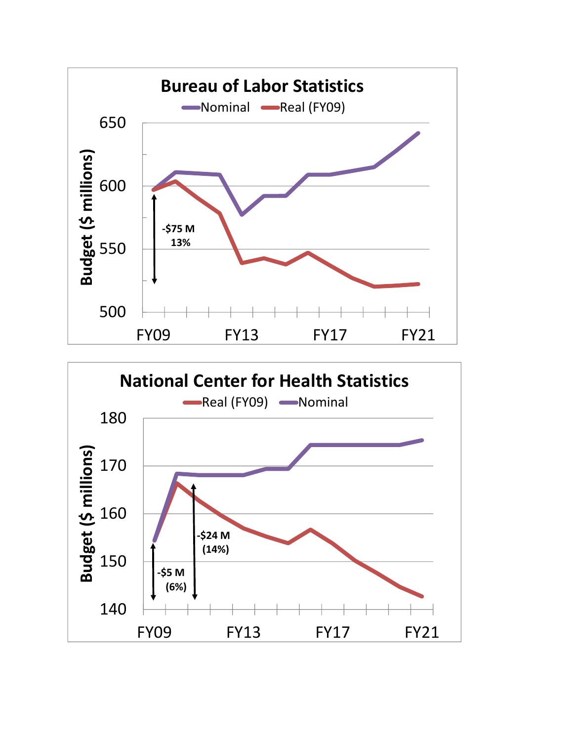## Bureau of Labor Statistics

Nominal | Real (FY09)

Budget ($ millions)

650
600
550
500

-$75 M
13%

FY09 FY13 FY17 FY21

## National Center for Health Statistics

Real (FY09) | Nominal

Budget ($ millions)

180
170
160
150
140

-$24 M
(14%)

-$5 M
(6%)

FY09 FY13 FY17 FY21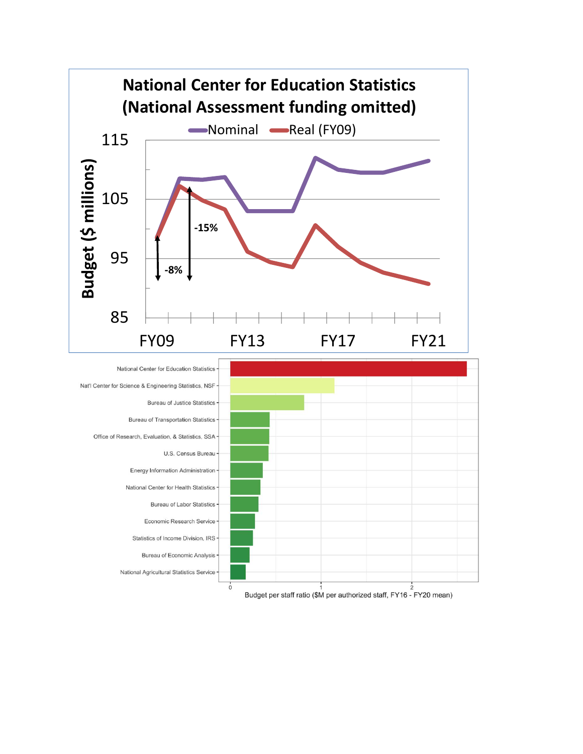National Center for Education Statistics
(National Assessment funding omitted)

Nominal
Real (FY09)

Budget ($ millions)

115
105
95
85

-15%
-8%

FY09
FY13
FY17
FY21

National Center for Education Statistics
Nat'l Center for Science & Engineering Statistics, NSF
Bureau of Justice Statistics
Bureau of Transportation Statistics
Office of Research, Evaluation, & Statistics, SSA
U.S. Census Bureau
Energy Information Administration
National Center for Health Statistics
Bureau of Labor Statistics
Economic Research Service
Statistics of Income Division, IRS
Bureau of Economic Analysis
National Agricultural Statistics Service

0
1
2

Budget per staff ratio ($M per authorized staff, FY16 - FY20 mean)